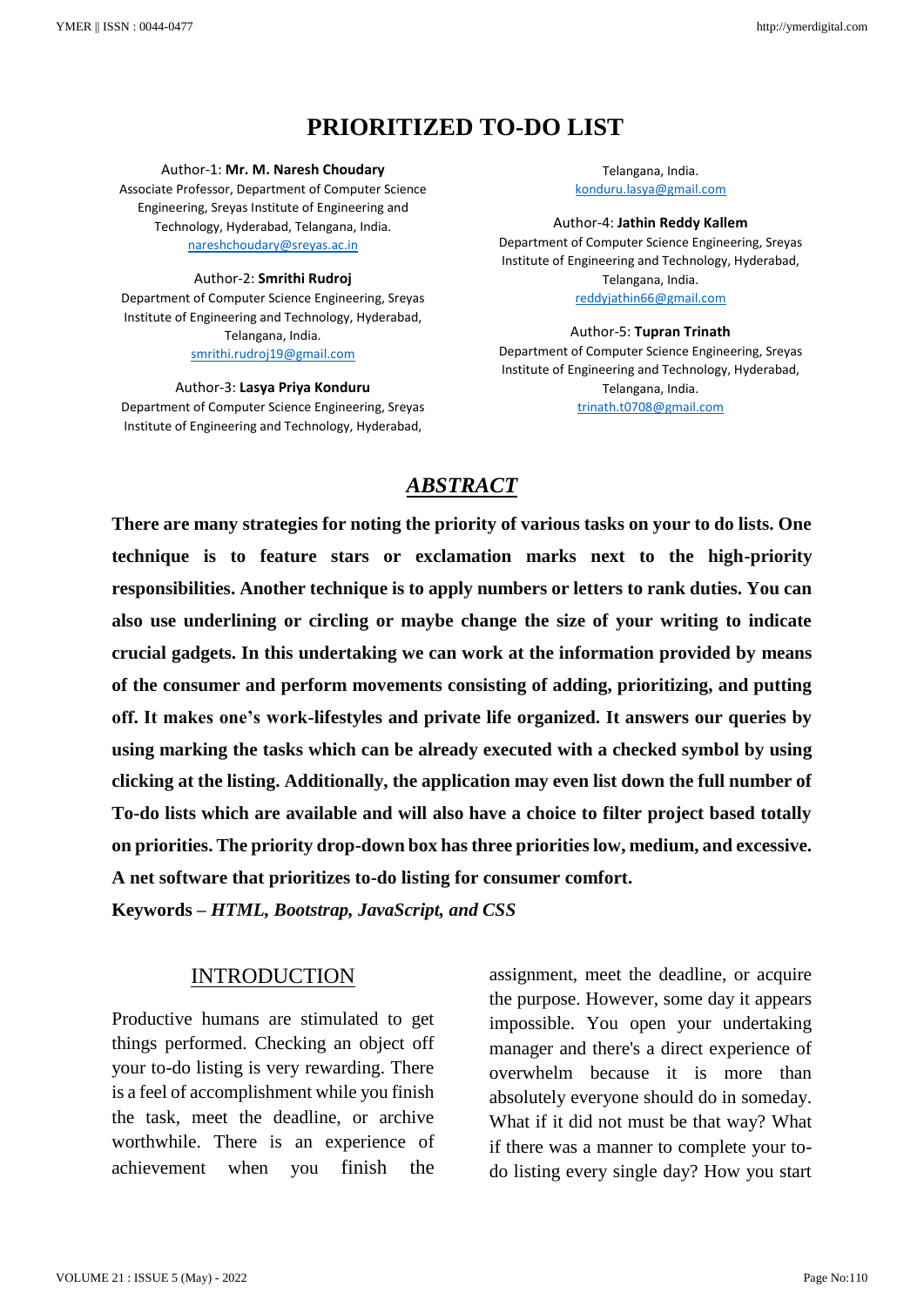# PRIORITIZED TO-DO LIST

Author-1: **Mr. M. Naresh Choudary**
Associate Professor, Department of Computer Science Engineering, Sreyas Institute of Engineering and Technology, Hyderabad, Telangana, India.
nareshchoudary@sreyas.ac.in

Author-2: **Smrithi Rudroj**
Department of Computer Science Engineering, Sreyas Institute of Engineering and Technology, Hyderabad, Telangana, India.
smrithi.rudroj19@gmail.com

Author-3: **Lasya Priya Konduru**
Department of Computer Science Engineering, Sreyas Institute of Engineering and Technology, Hyderabad, Telangana, India.
konduru.lasya@gmail.com

Author-4: **Jathin Reddy Kallem**
Department of Computer Science Engineering, Sreyas Institute of Engineering and Technology, Hyderabad, Telangana, India.
reddyjathin66@gmail.com

Author-5: **Tupran Trinath**
Department of Computer Science Engineering, Sreyas Institute of Engineering and Technology, Hyderabad, Telangana, India.
trinath.t0708@gmail.com

## *ABSTRACT*

**There are many strategies for noting the priority of various tasks on your to do lists. One technique is to feature stars or exclamation marks next to the high-priority responsibilities. Another technique is to apply numbers or letters to rank duties. You can also use underlining or circling or maybe change the size of your writing to indicate crucial gadgets. In this undertaking we can work at the information provided by means of the consumer and perform movements consisting of adding, prioritizing, and putting off. It makes one's work-lifestyles and private life organized. It answers our queries by using marking the tasks which can be already executed with a checked symbol by using clicking at the listing. Additionally, the application may even list down the full number of To-do lists which are available and will also have a choice to filter project based totally on priorities. The priority drop-down box has three priorities low, medium, and excessive. A net software that prioritizes to-do listing for consumer comfort.**

**Keywords –** ***HTML, Bootstrap, JavaScript, and CSS***

## INTRODUCTION

Productive humans are stimulated to get things performed. Checking an object off your to-do listing is very rewarding. There is a feel of accomplishment while you finish the task, meet the deadline, or archive worthwhile. There is an experience of achievement when you finish the assignment, meet the deadline, or acquire the purpose. However, some day it appears impossible. You open your undertaking manager and there's a direct experience of overwhelm because it is more than absolutely everyone should do in someday. What if it did not must be that way? What if there was a manner to complete your to-do listing every single day? How you start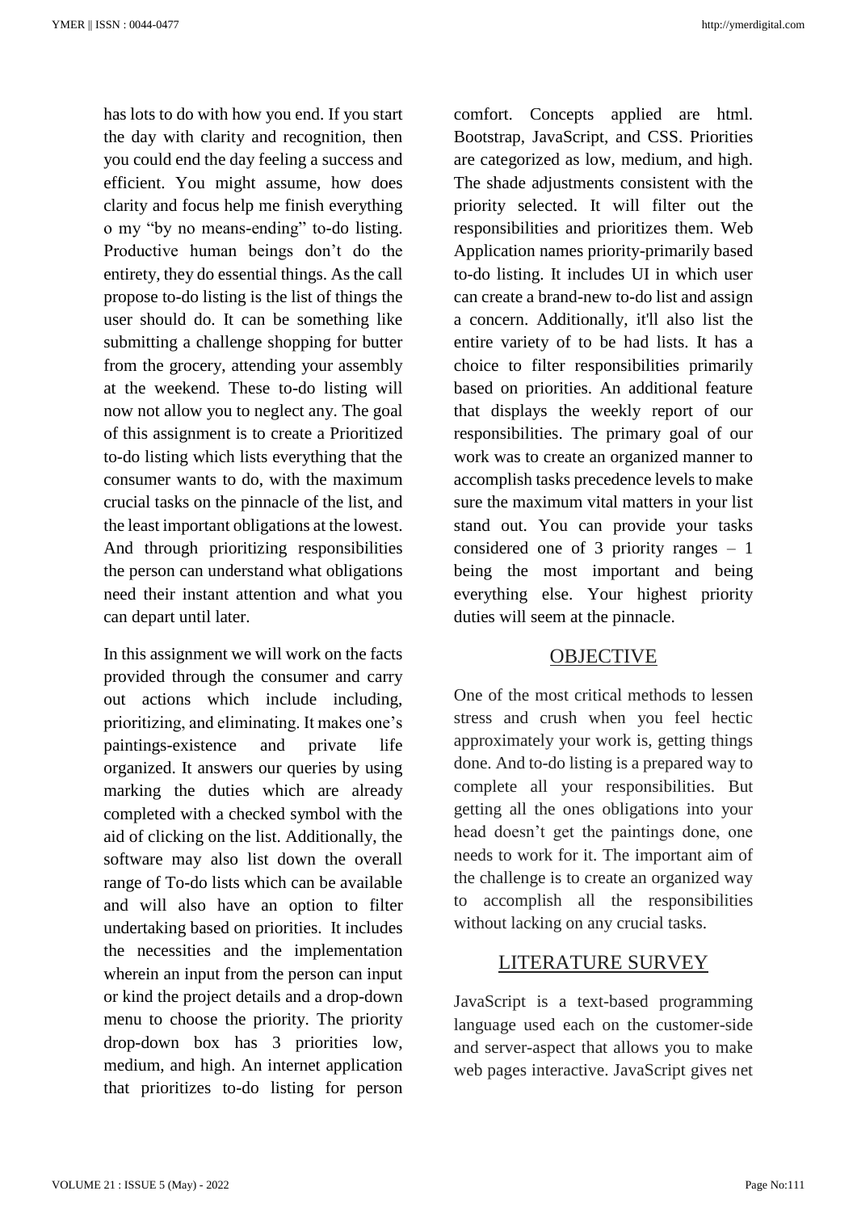has lots to do with how you end. If you start the day with clarity and recognition, then you could end the day feeling a success and efficient. You might assume, how does clarity and focus help me finish everything o my "by no means-ending" to-do listing. Productive human beings don't do the entirety, they do essential things. As the call propose to-do listing is the list of things the user should do. It can be something like submitting a challenge shopping for butter from the grocery, attending your assembly at the weekend. These to-do listing will now not allow you to neglect any. The goal of this assignment is to create a Prioritized to-do listing which lists everything that the consumer wants to do, with the maximum crucial tasks on the pinnacle of the list, and the least important obligations at the lowest. And through prioritizing responsibilities the person can understand what obligations need their instant attention and what you can depart until later.

In this assignment we will work on the facts provided through the consumer and carry out actions which include including, prioritizing, and eliminating. It makes one's paintings-existence and private life organized. It answers our queries by using marking the duties which are already completed with a checked symbol with the aid of clicking on the list. Additionally, the software may also list down the overall range of To-do lists which can be available and will also have an option to filter undertaking based on priorities. It includes the necessities and the implementation wherein an input from the person can input or kind the project details and a drop-down menu to choose the priority. The priority drop-down box has 3 priorities low, medium, and high. An internet application that prioritizes to-do listing for person comfort. Concepts applied are html. Bootstrap, JavaScript, and CSS. Priorities are categorized as low, medium, and high. The shade adjustments consistent with the priority selected. It will filter out the responsibilities and prioritizes them. Web Application names priority-primarily based to-do listing. It includes UI in which user can create a brand-new to-do list and assign a concern. Additionally, it'll also list the entire variety of to be had lists. It has a choice to filter responsibilities primarily based on priorities. An additional feature that displays the weekly report of our responsibilities. The primary goal of our work was to create an organized manner to accomplish tasks precedence levels to make sure the maximum vital matters in your list stand out. You can provide your tasks considered one of 3 priority ranges – 1 being the most important and being everything else. Your highest priority duties will seem at the pinnacle.

## OBJECTIVE

One of the most critical methods to lessen stress and crush when you feel hectic approximately your work is, getting things done. And to-do listing is a prepared way to complete all your responsibilities. But getting all the ones obligations into your head doesn't get the paintings done, one needs to work for it. The important aim of the challenge is to create an organized way to accomplish all the responsibilities without lacking on any crucial tasks.

## LITERATURE SURVEY

JavaScript is a text-based programming language used each on the customer-side and server-aspect that allows you to make web pages interactive. JavaScript gives net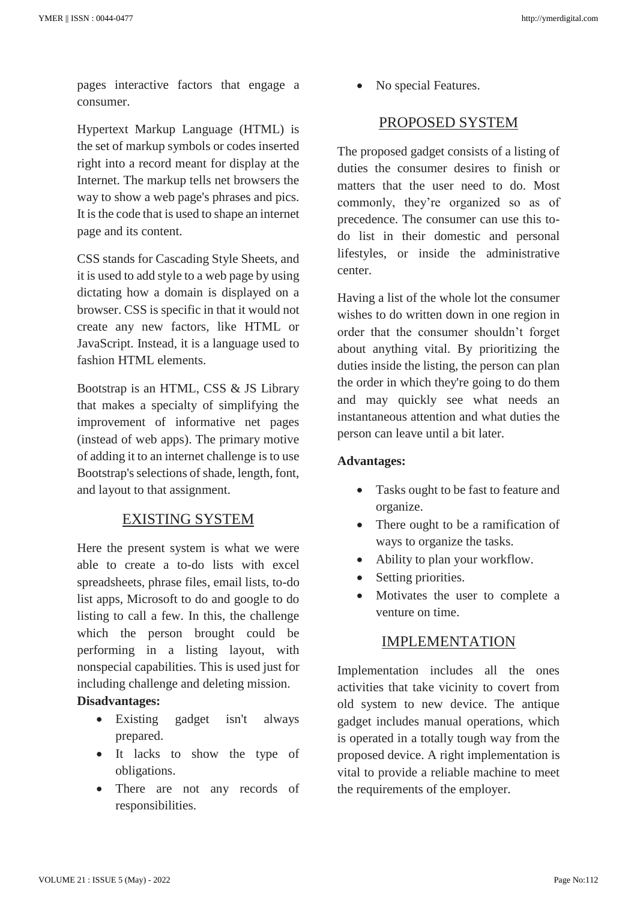pages interactive factors that engage a consumer.

Hypertext Markup Language (HTML) is the set of markup symbols or codes inserted right into a record meant for display at the Internet. The markup tells net browsers the way to show a web page's phrases and pics. It is the code that is used to shape an internet page and its content.

CSS stands for Cascading Style Sheets, and it is used to add style to a web page by using dictating how a domain is displayed on a browser. CSS is specific in that it would not create any new factors, like HTML or JavaScript. Instead, it is a language used to fashion HTML elements.

Bootstrap is an HTML, CSS & JS Library that makes a specialty of simplifying the improvement of informative net pages (instead of web apps). The primary motive of adding it to an internet challenge is to use Bootstrap's selections of shade, length, font, and layout to that assignment.

## EXISTING SYSTEM

Here the present system is what we were able to create a to-do lists with excel spreadsheets, phrase files, email lists, to-do list apps, Microsoft to do and google to do listing to call a few. In this, the challenge which the person brought could be performing in a listing layout, with nonspecial capabilities. This is used just for including challenge and deleting mission.

**Disadvantages:**

- Existing gadget isn't always prepared.
- It lacks to show the type of obligations.
- There are not any records of responsibilities.
- No special Features.

## PROPOSED SYSTEM

The proposed gadget consists of a listing of duties the consumer desires to finish or matters that the user need to do. Most commonly, they're organized so as of precedence. The consumer can use this to-do list in their domestic and personal lifestyles, or inside the administrative center.

Having a list of the whole lot the consumer wishes to do written down in one region in order that the consumer shouldn't forget about anything vital. By prioritizing the duties inside the listing, the person can plan the order in which they're going to do them and may quickly see what needs an instantaneous attention and what duties the person can leave until a bit later.

**Advantages:**

- Tasks ought to be fast to feature and organize.
- There ought to be a ramification of ways to organize the tasks.
- Ability to plan your workflow.
- Setting priorities.
- Motivates the user to complete a venture on time.

## IMPLEMENTATION

Implementation includes all the ones activities that take vicinity to covert from old system to new device. The antique gadget includes manual operations, which is operated in a totally tough way from the proposed device. A right implementation is vital to provide a reliable machine to meet the requirements of the employer.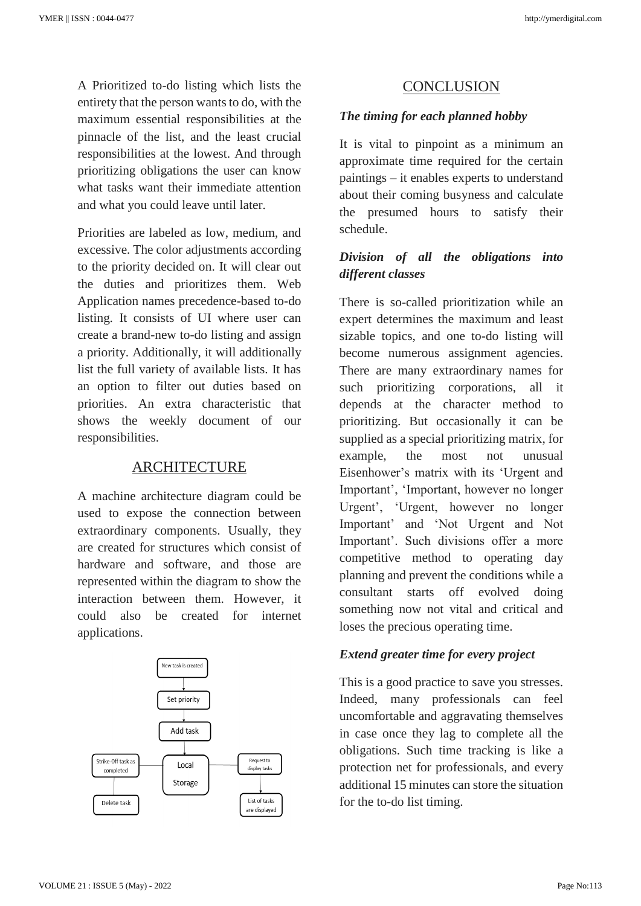A Prioritized to-do listing which lists the entirety that the person wants to do, with the maximum essential responsibilities at the pinnacle of the list, and the least crucial responsibilities at the lowest. And through prioritizing obligations the user can know what tasks want their immediate attention and what you could leave until later.

Priorities are labeled as low, medium, and excessive. The color adjustments according to the priority decided on. It will clear out the duties and prioritizes them. Web Application names precedence-based to-do listing. It consists of UI where user can create a brand-new to-do listing and assign a priority. Additionally, it will additionally list the full variety of available lists. It has an option to filter out duties based on priorities. An extra characteristic that shows the weekly document of our responsibilities.

## ARCHITECTURE

A machine architecture diagram could be used to expose the connection between extraordinary components. Usually, they are created for structures which consist of hardware and software, and those are represented within the diagram to show the interaction between them. However, it could also be created for internet applications.

New task is created

Set priority

Add task

Strike-Off task as completed

Local Storage

Request to display tasks

Delete task

List of tasks are displayed

## CONCLUSION

### *The timing for each planned hobby*

It is vital to pinpoint as a minimum an approximate time required for the certain paintings – it enables experts to understand about their coming busyness and calculate the presumed hours to satisfy their schedule.

### *Division of all the obligations into different classes*

There is so-called prioritization while an expert determines the maximum and least sizable topics, and one to-do listing will become numerous assignment agencies. There are many extraordinary names for such prioritizing corporations, all it depends at the character method to prioritizing. But occasionally it can be supplied as a special prioritizing matrix, for example, the most not unusual Eisenhower's matrix with its 'Urgent and Important', 'Important, however no longer Urgent', 'Urgent, however no longer Important' and 'Not Urgent and Not Important'. Such divisions offer a more competitive method to operating day planning and prevent the conditions while a consultant starts off evolved doing something now not vital and critical and loses the precious operating time.

### *Extend greater time for every project*

This is a good practice to save you stresses. Indeed, many professionals can feel uncomfortable and aggravating themselves in case once they lag to complete all the obligations. Such time tracking is like a protection net for professionals, and every additional 15 minutes can store the situation for the to-do list timing.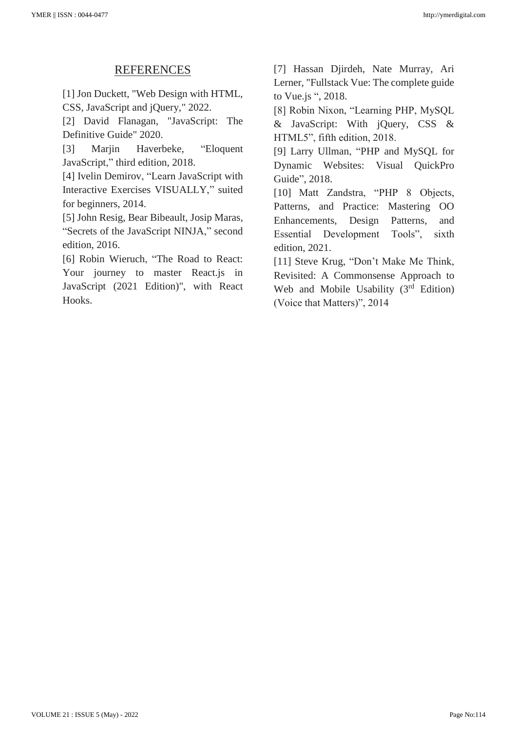## REFERENCES

[1] Jon Duckett, "Web Design with HTML, CSS, JavaScript and jQuery," 2022.

[2] David Flanagan, "JavaScript: The Definitive Guide" 2020.

[3] Marjin Haverbeke, “Eloquent JavaScript,” third edition, 2018.

[4] Ivelin Demirov, “Learn JavaScript with Interactive Exercises VISUALLY,” suited for beginners, 2014.

[5] John Resig, Bear Bibeault, Josip Maras, “Secrets of the JavaScript NINJA,” second edition, 2016.

[6] Robin Wieruch, “The Road to React: Your journey to master React.js in JavaScript (2021 Edition)", with React Hooks.

[7] Hassan Djirdeh, Nate Murray, Ari Lerner, "Fullstack Vue: The complete guide to Vue.js “, 2018.

[8] Robin Nixon, “Learning PHP, MySQL & JavaScript: With jQuery, CSS & HTML5”, fifth edition, 2018.

[9] Larry Ullman, “PHP and MySQL for Dynamic Websites: Visual QuickPro Guide”, 2018.

[10] Matt Zandstra, “PHP 8 Objects, Patterns, and Practice: Mastering OO Enhancements, Design Patterns, and Essential Development Tools”, sixth edition, 2021.

[11] Steve Krug, “Don’t Make Me Think, Revisited: A Commonsense Approach to Web and Mobile Usability (3rd Edition) (Voice that Matters)”, 2014